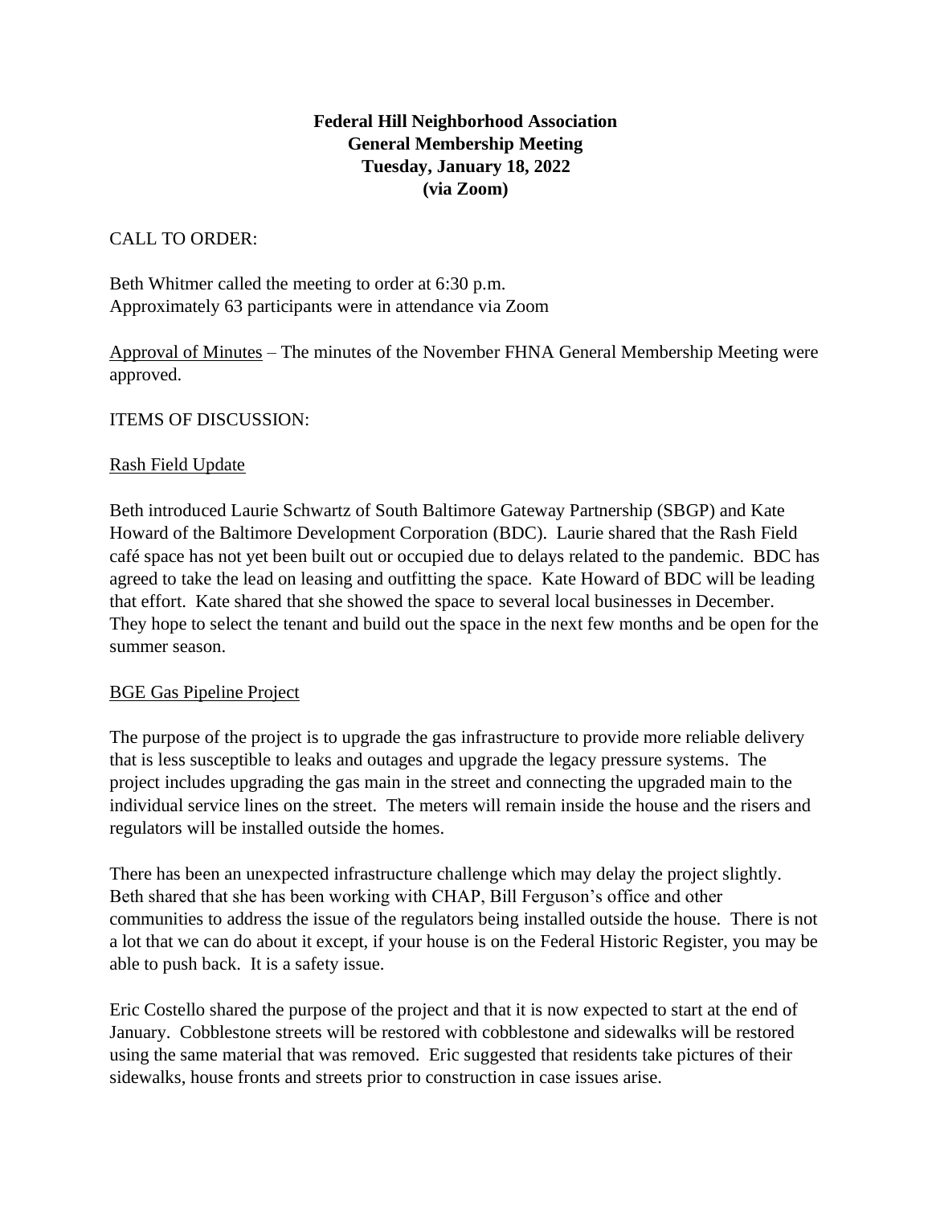**Federal Hill Neighborhood Association**
**General Membership Meeting**
**Tuesday, January 18, 2022**
**(via Zoom)**

CALL TO ORDER:

Beth Whitmer called the meeting to order at 6:30 p.m.
Approximately 63 participants were in attendance via Zoom

Approval of Minutes – The minutes of the November FHNA General Membership Meeting were approved.

ITEMS OF DISCUSSION:

Rash Field Update

Beth introduced Laurie Schwartz of South Baltimore Gateway Partnership (SBGP) and Kate Howard of the Baltimore Development Corporation (BDC). Laurie shared that the Rash Field café space has not yet been built out or occupied due to delays related to the pandemic. BDC has agreed to take the lead on leasing and outfitting the space. Kate Howard of BDC will be leading that effort. Kate shared that she showed the space to several local businesses in December. They hope to select the tenant and build out the space in the next few months and be open for the summer season.

BGE Gas Pipeline Project

The purpose of the project is to upgrade the gas infrastructure to provide more reliable delivery that is less susceptible to leaks and outages and upgrade the legacy pressure systems. The project includes upgrading the gas main in the street and connecting the upgraded main to the individual service lines on the street. The meters will remain inside the house and the risers and regulators will be installed outside the homes.

There has been an unexpected infrastructure challenge which may delay the project slightly. Beth shared that she has been working with CHAP, Bill Ferguson's office and other communities to address the issue of the regulators being installed outside the house. There is not a lot that we can do about it except, if your house is on the Federal Historic Register, you may be able to push back. It is a safety issue.

Eric Costello shared the purpose of the project and that it is now expected to start at the end of January. Cobblestone streets will be restored with cobblestone and sidewalks will be restored using the same material that was removed. Eric suggested that residents take pictures of their sidewalks, house fronts and streets prior to construction in case issues arise.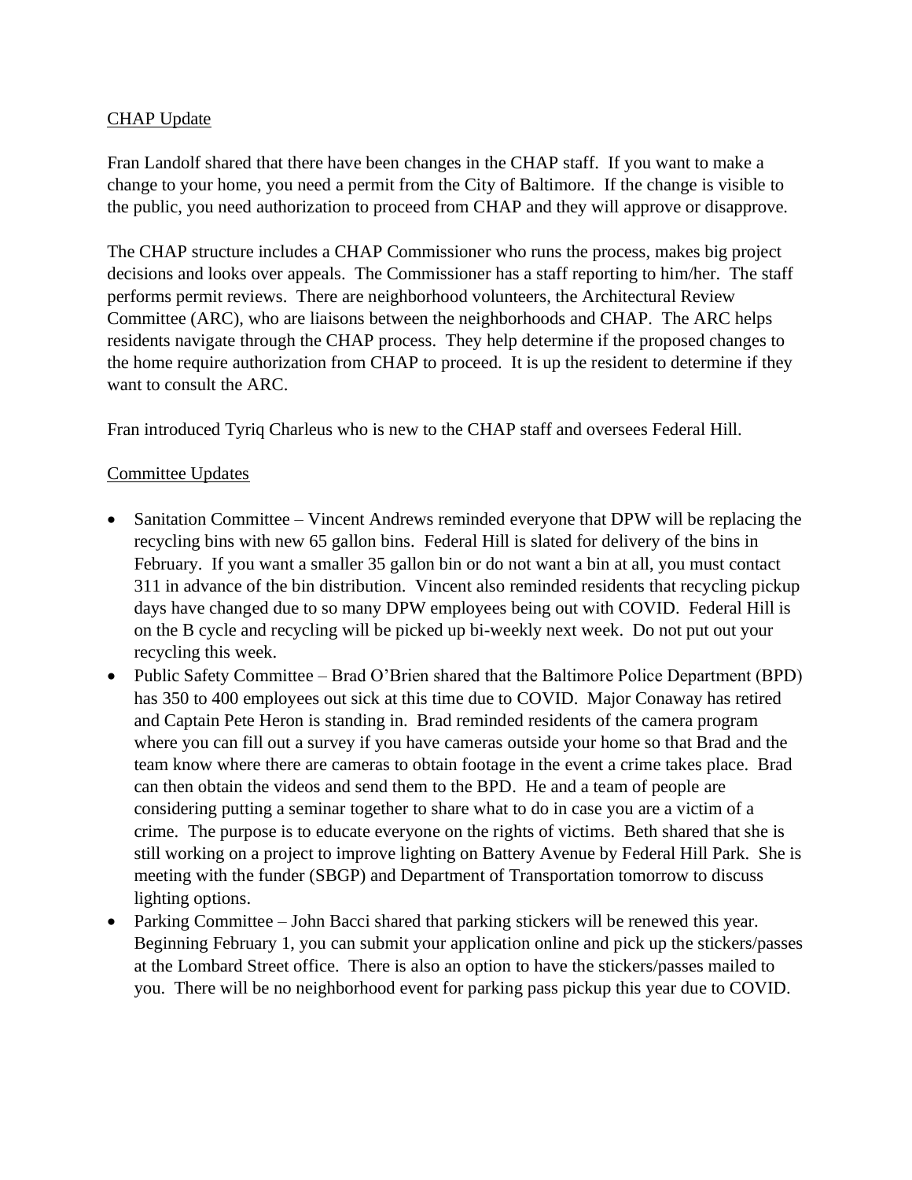CHAP Update

Fran Landolf shared that there have been changes in the CHAP staff. If you want to make a change to your home, you need a permit from the City of Baltimore. If the change is visible to the public, you need authorization to proceed from CHAP and they will approve or disapprove.

The CHAP structure includes a CHAP Commissioner who runs the process, makes big project decisions and looks over appeals. The Commissioner has a staff reporting to him/her. The staff performs permit reviews. There are neighborhood volunteers, the Architectural Review Committee (ARC), who are liaisons between the neighborhoods and CHAP. The ARC helps residents navigate through the CHAP process. They help determine if the proposed changes to the home require authorization from CHAP to proceed. It is up the resident to determine if they want to consult the ARC.

Fran introduced Tyriq Charleus who is new to the CHAP staff and oversees Federal Hill.

Committee Updates

- Sanitation Committee – Vincent Andrews reminded everyone that DPW will be replacing the recycling bins with new 65 gallon bins. Federal Hill is slated for delivery of the bins in February. If you want a smaller 35 gallon bin or do not want a bin at all, you must contact 311 in advance of the bin distribution. Vincent also reminded residents that recycling pickup days have changed due to so many DPW employees being out with COVID. Federal Hill is on the B cycle and recycling will be picked up bi-weekly next week. Do not put out your recycling this week.
- Public Safety Committee – Brad O'Brien shared that the Baltimore Police Department (BPD) has 350 to 400 employees out sick at this time due to COVID. Major Conaway has retired and Captain Pete Heron is standing in. Brad reminded residents of the camera program where you can fill out a survey if you have cameras outside your home so that Brad and the team know where there are cameras to obtain footage in the event a crime takes place. Brad can then obtain the videos and send them to the BPD. He and a team of people are considering putting a seminar together to share what to do in case you are a victim of a crime. The purpose is to educate everyone on the rights of victims. Beth shared that she is still working on a project to improve lighting on Battery Avenue by Federal Hill Park. She is meeting with the funder (SBGP) and Department of Transportation tomorrow to discuss lighting options.
- Parking Committee – John Bacci shared that parking stickers will be renewed this year. Beginning February 1, you can submit your application online and pick up the stickers/passes at the Lombard Street office. There is also an option to have the stickers/passes mailed to you. There will be no neighborhood event for parking pass pickup this year due to COVID.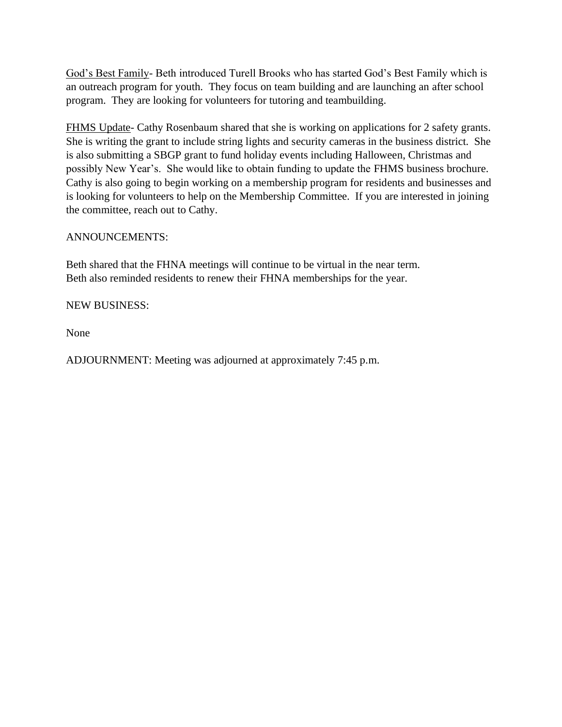<u>God's Best Family</u>- Beth introduced Turell Brooks who has started God's Best Family which is an outreach program for youth. They focus on team building and are launching an after school program. They are looking for volunteers for tutoring and teambuilding.

<u>FHMS Update</u>- Cathy Rosenbaum shared that she is working on applications for 2 safety grants. She is writing the grant to include string lights and security cameras in the business district. She is also submitting a SBGP grant to fund holiday events including Halloween, Christmas and possibly New Year's. She would like to obtain funding to update the FHMS business brochure. Cathy is also going to begin working on a membership program for residents and businesses and is looking for volunteers to help on the Membership Committee. If you are interested in joining the committee, reach out to Cathy.

ANNOUNCEMENTS:

Beth shared that the FHNA meetings will continue to be virtual in the near term.
Beth also reminded residents to renew their FHNA memberships for the year.

NEW BUSINESS:

None

ADJOURNMENT: Meeting was adjourned at approximately 7:45 p.m.